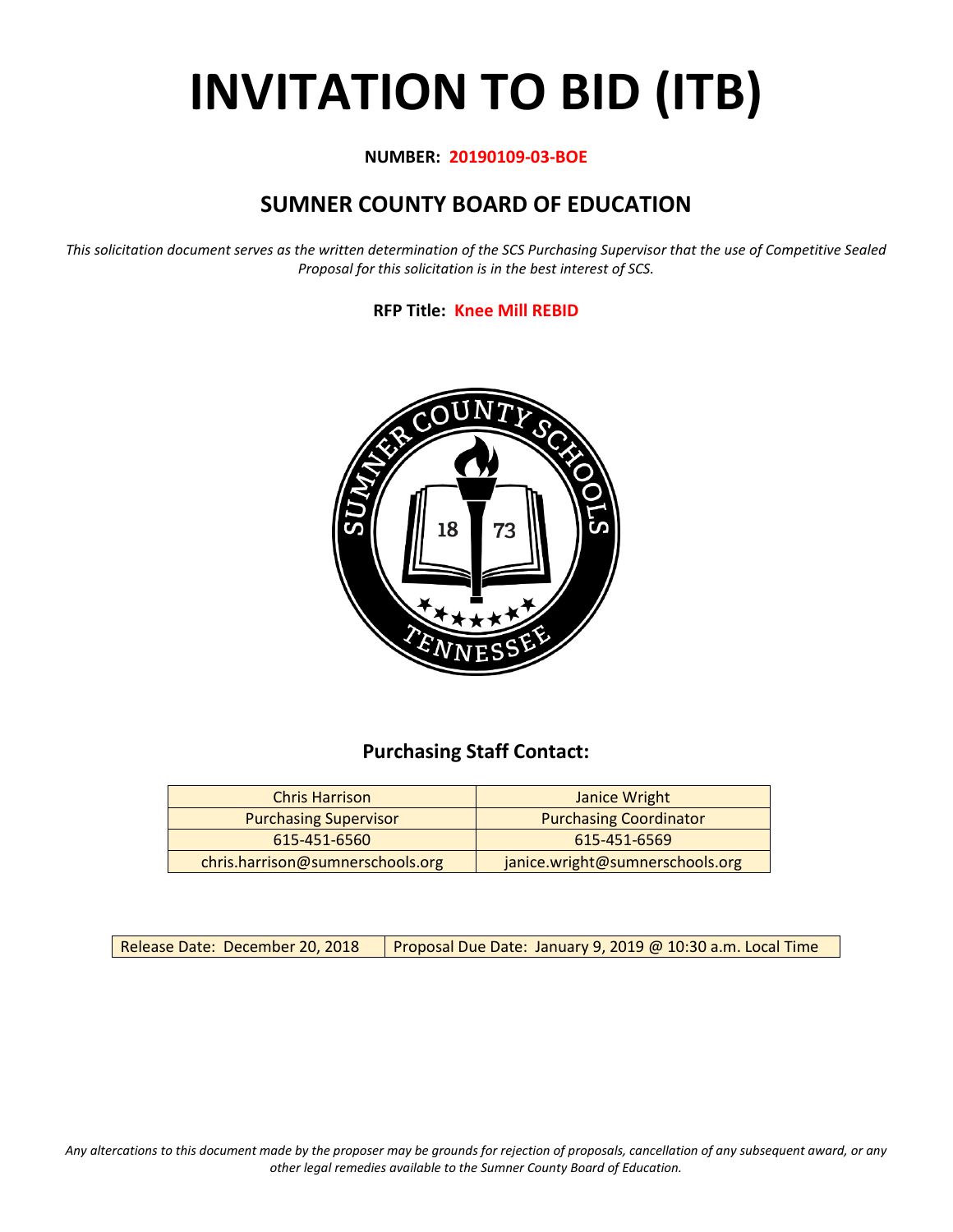# INVITATION TO BID (ITB)

**NUMBER: 20190109-03-BOE**

## SUMNER COUNTY BOARD OF EDUCATION

*This solicitation document serves as the written determination of the SCS Purchasing Supervisor that the use of Competitive Sealed Proposal for this solicitation is in the best interest of SCS.*

**RFP Title: Knee Mill REBID**

### Purchasing Staff Contact:

| Chris Harrison | Janice Wright |
| --- | --- |
| Purchasing Supervisor | Purchasing Coordinator |
| 615-451-6560 | 615-451-6569 |
| chris.harrison@sumnerschools.org | janice.wright@sumnerschools.org |

| Release Date: December 20, 2018 | Proposal Due Date: January 9, 2019 @ 10:30 a.m. Local Time |
| --- | --- |

*Any altercations to this document made by the proposer may be grounds for rejection of proposals, cancellation of any subsequent award, or any other legal remedies available to the Sumner County Board of Education.*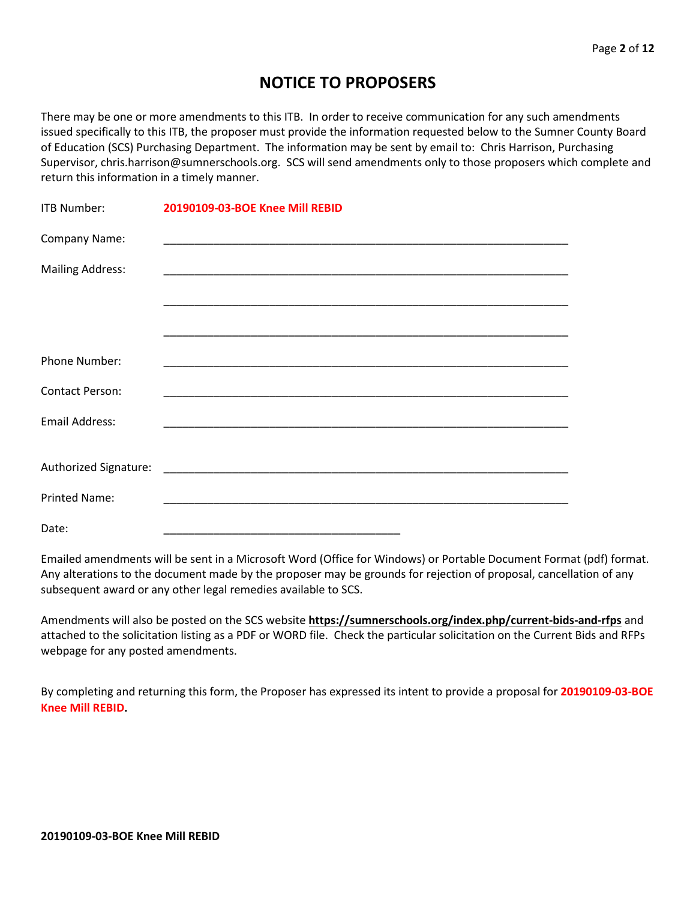# NOTICE TO PROPOSERS

There may be one or more amendments to this ITB. In order to receive communication for any such amendments issued specifically to this ITB, the proposer must provide the information requested below to the Sumner County Board of Education (SCS) Purchasing Department. The information may be sent by email to: Chris Harrison, Purchasing Supervisor, chris.harrison@sumnerschools.org. SCS will send amendments only to those proposers which complete and return this information in a timely manner.

ITB Number: **20190109-03-BOE Knee Mill REBID**

Company Name: ____________________________________________________________________

Mailing Address: ____________________________________________________________________

____________________________________________________________________

____________________________________________________________________

Phone Number: ____________________________________________________________________

Contact Person: ____________________________________________________________________

Email Address: ____________________________________________________________________

Authorized Signature: ____________________________________________________________________

Printed Name: ____________________________________________________________________

Date: _______________________________________

Emailed amendments will be sent in a Microsoft Word (Office for Windows) or Portable Document Format (pdf) format. Any alterations to the document made by the proposer may be grounds for rejection of proposal, cancellation of any subsequent award or any other legal remedies available to SCS.

Amendments will also be posted on the SCS website **https://sumnerschools.org/index.php/current-bids-and-rfps** and attached to the solicitation listing as a PDF or WORD file. Check the particular solicitation on the Current Bids and RFPs webpage for any posted amendments.

By completing and returning this form, the Proposer has expressed its intent to provide a proposal for **20190109-03-BOE Knee Mill REBID.**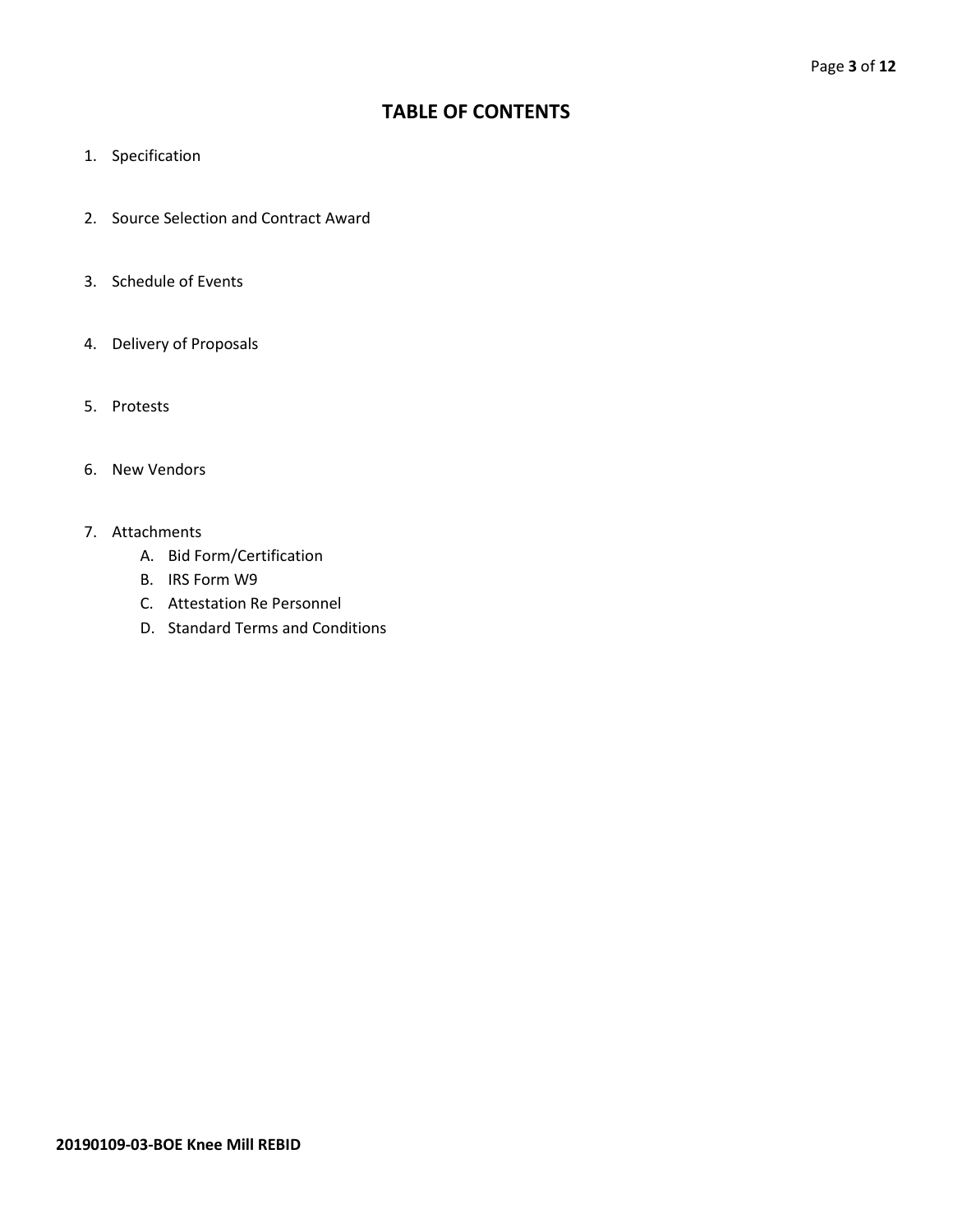# TABLE OF CONTENTS

1. Specification

2. Source Selection and Contract Award

3. Schedule of Events

4. Delivery of Proposals

5. Protests

6. New Vendors

7. Attachments
   - A. Bid Form/Certification
   - B. IRS Form W9
   - C. Attestation Re Personnel
   - D. Standard Terms and Conditions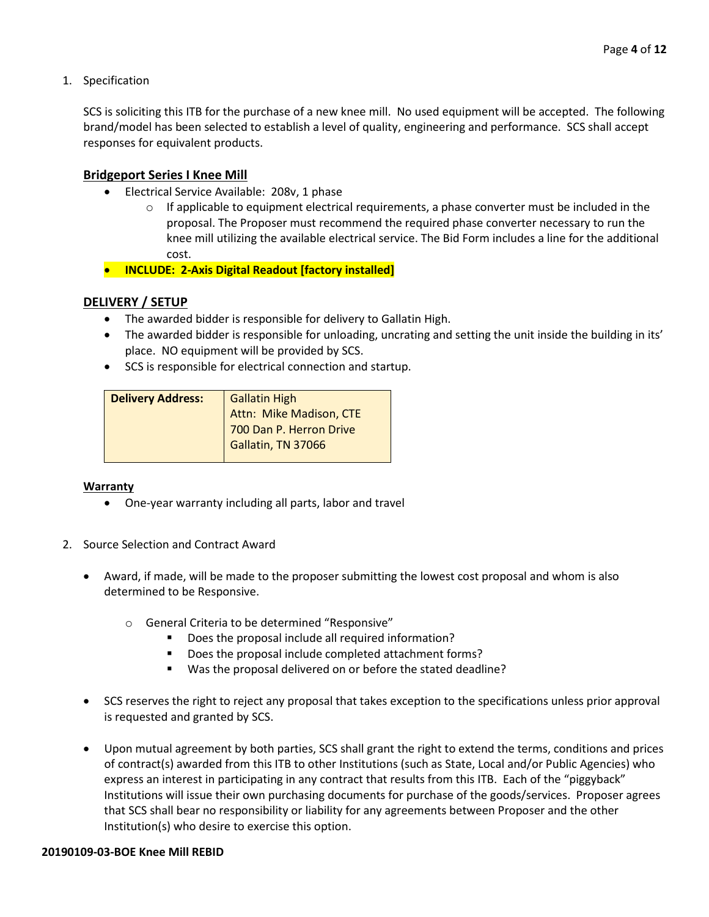1. Specification

   SCS is soliciting this ITB for the purchase of a new knee mill. No used equipment will be accepted. The following brand/model has been selected to establish a level of quality, engineering and performance. SCS shall accept responses for equivalent products.

   **Bridgeport Series I Knee Mill**

   - Electrical Service Available: 208v, 1 phase
     - If applicable to equipment electrical requirements, a phase converter must be included in the proposal. The Proposer must recommend the required phase converter necessary to run the knee mill utilizing the available electrical service. The Bid Form includes a line for the additional cost.
   - **INCLUDE: 2-Axis Digital Readout [factory installed]**

   **DELIVERY / SETUP**

   - The awarded bidder is responsible for delivery to Gallatin High.
   - The awarded bidder is responsible for unloading, uncrating and setting the unit inside the building in its' place. NO equipment will be provided by SCS.
   - SCS is responsible for electrical connection and startup.

   | **Delivery Address:** | Gallatin High<br>Attn: Mike Madison, CTE<br>700 Dan P. Herron Drive<br>Gallatin, TN 37066 |
   |---|---|

   **Warranty**

   - One-year warranty including all parts, labor and travel

2. Source Selection and Contract Award

   - Award, if made, will be made to the proposer submitting the lowest cost proposal and whom is also determined to be Responsive.
     - General Criteria to be determined "Responsive"
       - Does the proposal include all required information?
       - Does the proposal include completed attachment forms?
       - Was the proposal delivered on or before the stated deadline?
   - SCS reserves the right to reject any proposal that takes exception to the specifications unless prior approval is requested and granted by SCS.
   - Upon mutual agreement by both parties, SCS shall grant the right to extend the terms, conditions and prices of contract(s) awarded from this ITB to other Institutions (such as State, Local and/or Public Agencies) who express an interest in participating in any contract that results from this ITB. Each of the "piggyback" Institutions will issue their own purchasing documents for purchase of the goods/services. Proposer agrees that SCS shall bear no responsibility or liability for any agreements between Proposer and the other Institution(s) who desire to exercise this option.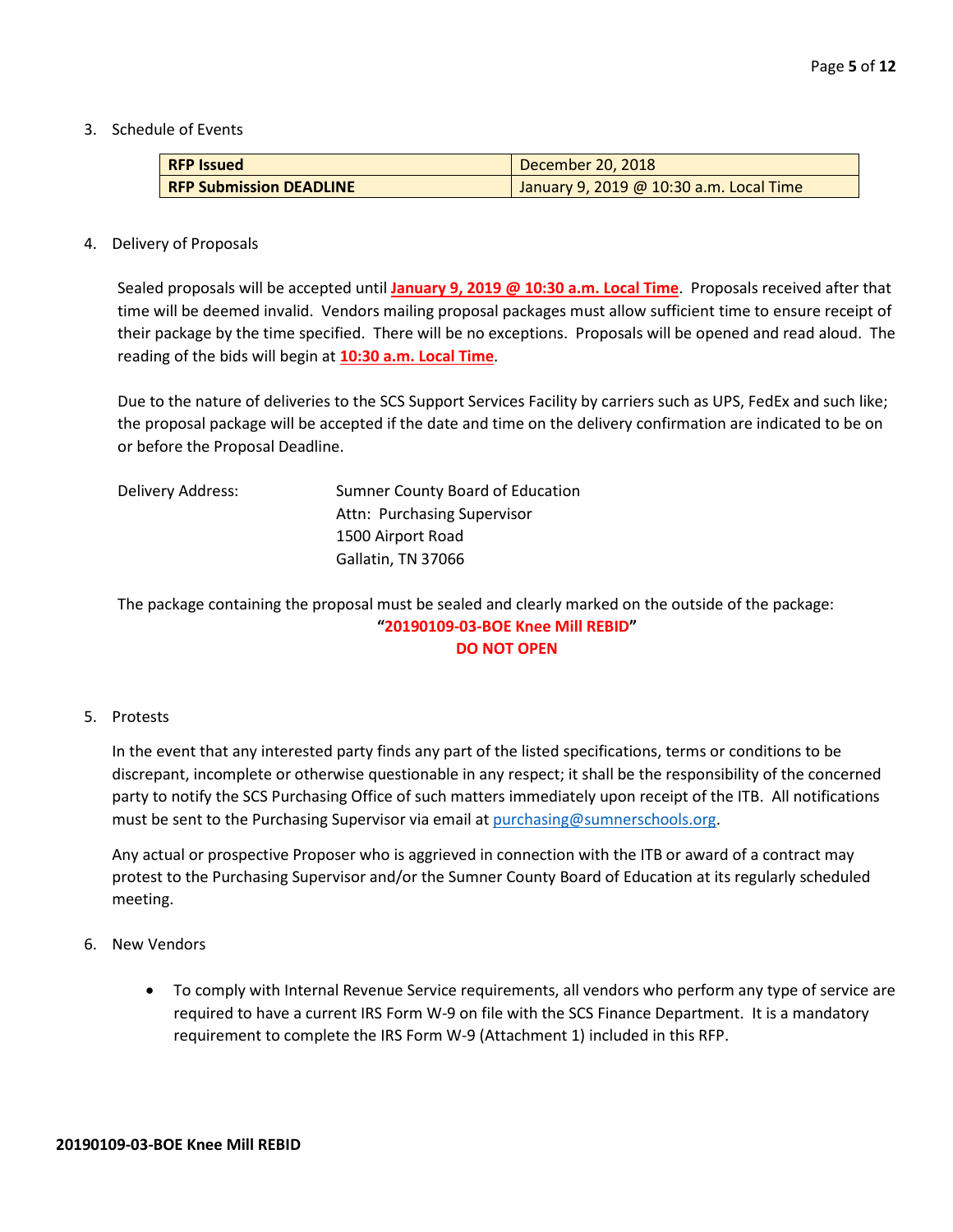3. Schedule of Events

| **RFP Issued** | December 20, 2018 |
|---|---|
| **RFP Submission DEADLINE** | January 9, 2019 @ 10:30 a.m. Local Time |

4. Delivery of Proposals

   Sealed proposals will be accepted until **January 9, 2019 @ 10:30 a.m. Local Time**. Proposals received after that time will be deemed invalid. Vendors mailing proposal packages must allow sufficient time to ensure receipt of their package by the time specified. There will be no exceptions. Proposals will be opened and read aloud. The reading of the bids will begin at **10:30 a.m. Local Time**.

   Due to the nature of deliveries to the SCS Support Services Facility by carriers such as UPS, FedEx and such like; the proposal package will be accepted if the date and time on the delivery confirmation are indicated to be on or before the Proposal Deadline.

   Delivery Address:
   Sumner County Board of Education
   Attn: Purchasing Supervisor
   1500 Airport Road
   Gallatin, TN 37066

   The package containing the proposal must be sealed and clearly marked on the outside of the package:

   **"20190109-03-BOE Knee Mill REBID"**
   **DO NOT OPEN**

5. Protests

   In the event that any interested party finds any part of the listed specifications, terms or conditions to be discrepant, incomplete or otherwise questionable in any respect; it shall be the responsibility of the concerned party to notify the SCS Purchasing Office of such matters immediately upon receipt of the ITB. All notifications must be sent to the Purchasing Supervisor via email at purchasing@sumnerschools.org.

   Any actual or prospective Proposer who is aggrieved in connection with the ITB or award of a contract may protest to the Purchasing Supervisor and/or the Sumner County Board of Education at its regularly scheduled meeting.

6. New Vendors

   - To comply with Internal Revenue Service requirements, all vendors who perform any type of service are required to have a current IRS Form W-9 on file with the SCS Finance Department. It is a mandatory requirement to complete the IRS Form W-9 (Attachment 1) included in this RFP.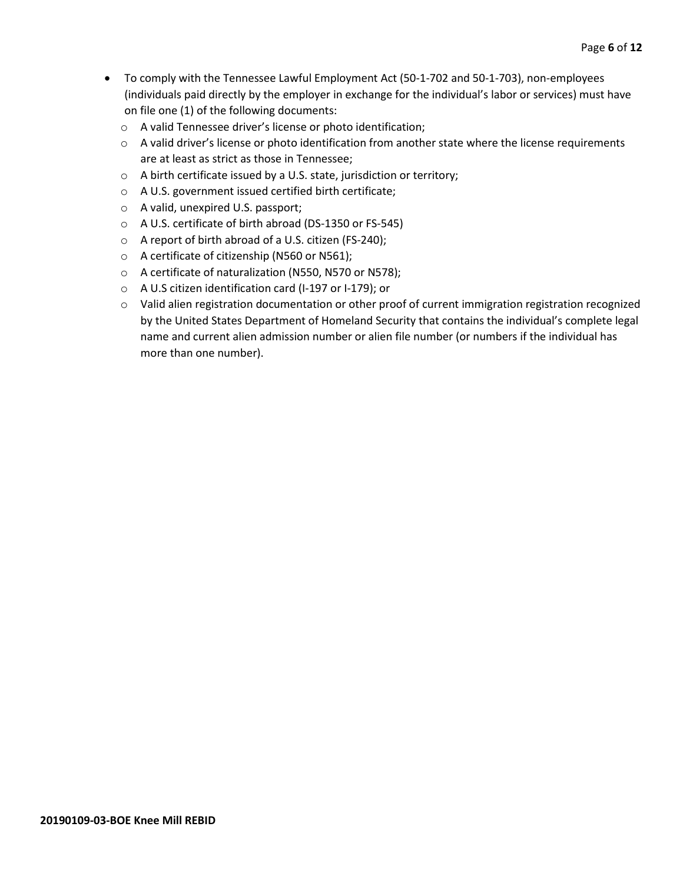- To comply with the Tennessee Lawful Employment Act (50-1-702 and 50-1-703), non-employees (individuals paid directly by the employer in exchange for the individual's labor or services) must have on file one (1) of the following documents:
  - A valid Tennessee driver's license or photo identification;
  - A valid driver's license or photo identification from another state where the license requirements are at least as strict as those in Tennessee;
  - A birth certificate issued by a U.S. state, jurisdiction or territory;
  - A U.S. government issued certified birth certificate;
  - A valid, unexpired U.S. passport;
  - A U.S. certificate of birth abroad (DS-1350 or FS-545)
  - A report of birth abroad of a U.S. citizen (FS-240);
  - A certificate of citizenship (N560 or N561);
  - A certificate of naturalization (N550, N570 or N578);
  - A U.S citizen identification card (I-197 or I-179); or
  - Valid alien registration documentation or other proof of current immigration registration recognized by the United States Department of Homeland Security that contains the individual's complete legal name and current alien admission number or alien file number (or numbers if the individual has more than one number).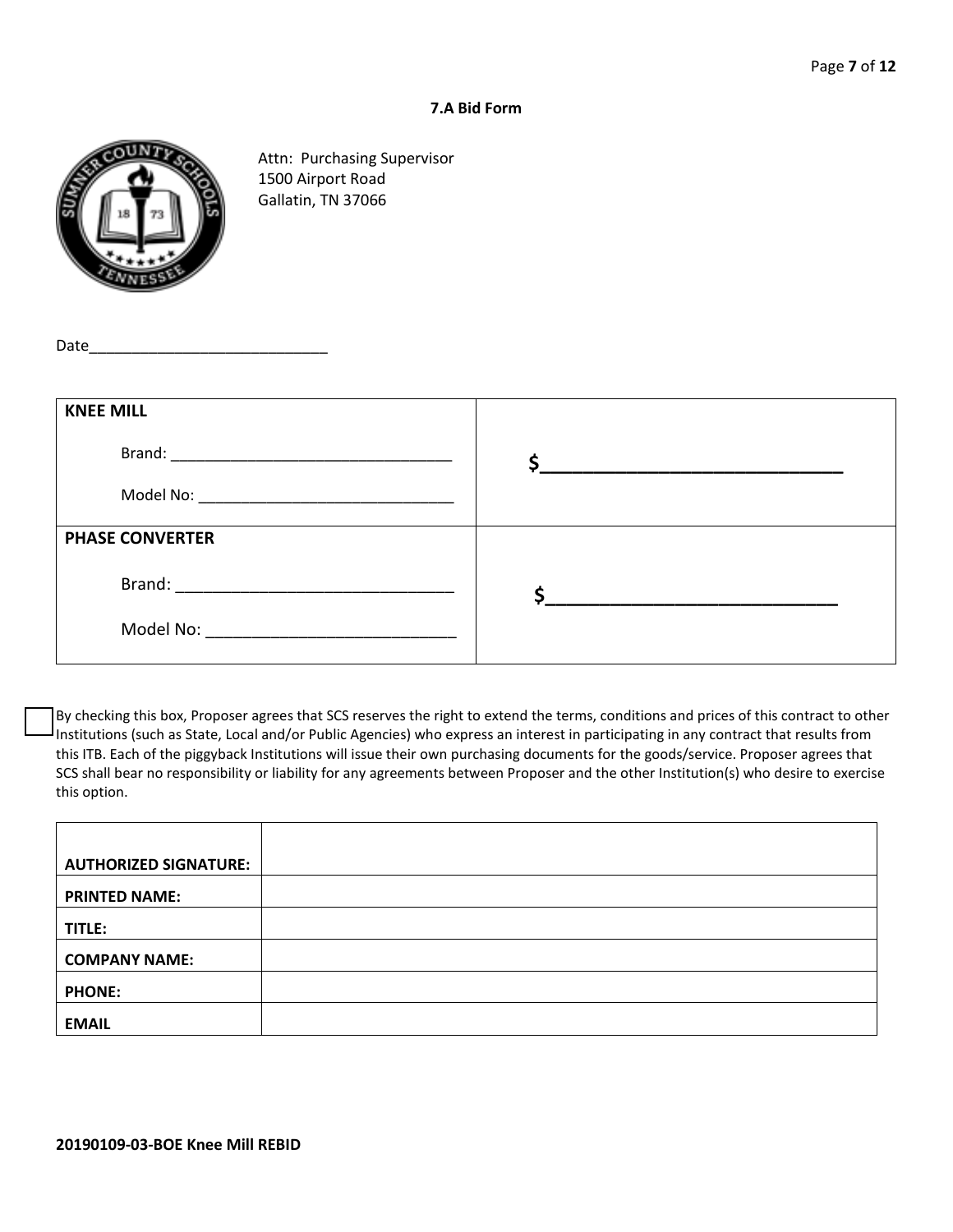**7.A Bid Form**

Attn: Purchasing Supervisor
1500 Airport Road
Gallatin, TN 37066

Date_____________________________

| **KNEE MILL**<br><br>Brand: _________________________________<br><br>Model No: ______________________________ | $______________________________ |
|---|---|
| **PHASE CONVERTER**<br><br>Brand: ______________________________<br><br>Model No: ___________________________ | $___________________________ |

☐ By checking this box, Proposer agrees that SCS reserves the right to extend the terms, conditions and prices of this contract to other Institutions (such as State, Local and/or Public Agencies) who express an interest in participating in any contract that results from this ITB. Each of the piggyback Institutions will issue their own purchasing documents for the goods/service. Proposer agrees that SCS shall bear no responsibility or liability for any agreements between Proposer and the other Institution(s) who desire to exercise this option.

| | |
|---|---|
| **AUTHORIZED SIGNATURE:** | |
| **PRINTED NAME:** | |
| **TITLE:** | |
| **COMPANY NAME:** | |
| **PHONE:** | |
| **EMAIL** | |

**20190109-03-BOE Knee Mill REBID**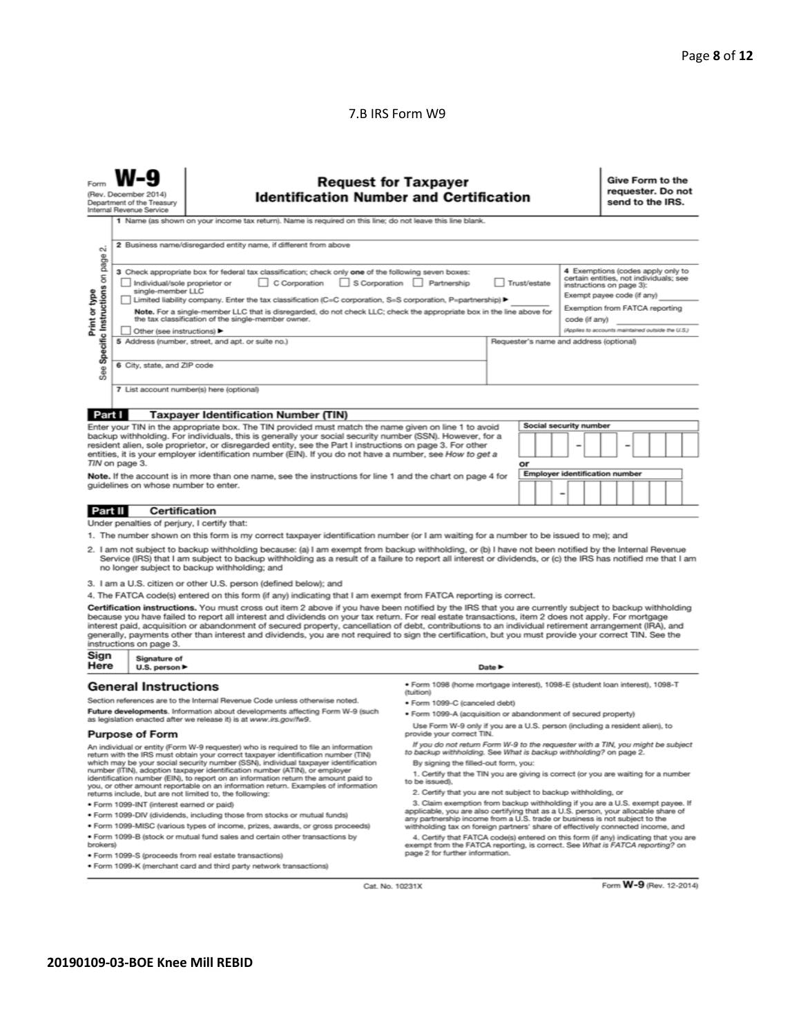7.B IRS Form W9

Form **W-9**
(Rev. December 2014)
Department of the Treasury
Internal Revenue Service

# Request for Taxpayer Identification Number and Certification

**Give Form to the requester. Do not send to the IRS.**

Print or type
See Specific Instructions on page 2.

1 Name (as shown on your income tax return). Name is required on this line; do not leave this line blank.

2 Business name/disregarded entity name, if different from above

3 Check appropriate box for federal tax classification; check only **one** of the following seven boxes:

☐ Individual/sole proprietor or single-member LLC ☐ C Corporation ☐ S Corporation ☐ Partnership ☐ Trust/estate

☐ Limited liability company. Enter the tax classification (C=C corporation, S=S corporation, P=partnership) ► ________

**Note.** For a single-member LLC that is disregarded, do not check LLC; check the appropriate box in the line above for the tax classification of the single-member owner.

☐ Other (see instructions) ►

4 Exemptions (codes apply only to certain entities, not individuals; see instructions on page 3):

Exempt payee code (if any) ________

Exemption from FATCA reporting code (if any) ________

(Applies to accounts maintained outside the U.S.)

5 Address (number, street, and apt. or suite no.)

Requester's name and address (optional)

6 City, state, and ZIP code

7 List account number(s) here (optional)

## Part I Taxpayer Identification Number (TIN)

Enter your TIN in the appropriate box. The TIN provided must match the name given on line 1 to avoid backup withholding. For individuals, this is generally your social security number (SSN). However, for a resident alien, sole proprietor, or disregarded entity, see the Part I instructions on page 3. For other entities, it is your employer identification number (EIN). If you do not have a number, see *How to get a TIN* on page 3.

**Note.** If the account is in more than one name, see the instructions for line 1 and the chart on page 4 for guidelines on whose number to enter.

Social security number: ___ – __ – ____

or

Employer identification number: __ – _______

## Part II Certification

Under penalties of perjury, I certify that:

1. The number shown on this form is my correct taxpayer identification number (or I am waiting for a number to be issued to me); and
2. I am not subject to backup withholding because: (a) I am exempt from backup withholding, or (b) I have not been notified by the Internal Revenue Service (IRS) that I am subject to backup withholding as a result of a failure to report all interest or dividends, or (c) the IRS has notified me that I am no longer subject to backup withholding; and
3. I am a U.S. citizen or other U.S. person (defined below); and
4. The FATCA code(s) entered on this form (if any) indicating that I am exempt from FATCA reporting is correct.

**Certification instructions.** You must cross out item 2 above if you have been notified by the IRS that you are currently subject to backup withholding because you have failed to report all interest and dividends on your tax return. For real estate transactions, item 2 does not apply. For mortgage interest paid, acquisition or abandonment of secured property, cancellation of debt, contributions to an individual retirement arrangement (IRA), and generally, payments other than interest and dividends, you are not required to sign the certification, but you must provide your correct TIN. See the instructions on page 3.

**Sign Here** Signature of U.S. person ► Date ►

## General Instructions

Section references are to the Internal Revenue Code unless otherwise noted.

**Future developments.** Information about developments affecting Form W-9 (such as legislation enacted after we release it) is at *www.irs.gov/fw9*.

### Purpose of Form

An individual or entity (Form W-9 requester) who is required to file an information return with the IRS must obtain your correct taxpayer identification number (TIN) which may be your social security number (SSN), individual taxpayer identification number (ITIN), adoption taxpayer identification number (ATIN), or employer identification number (EIN), to report on an information return the amount paid to you, or other amount reportable on an information return. Examples of information returns include, but are not limited to, the following:

- Form 1099-INT (interest earned or paid)
- Form 1099-DIV (dividends, including those from stocks or mutual funds)
- Form 1099-MISC (various types of income, prizes, awards, or gross proceeds)
- Form 1099-B (stock or mutual fund sales and certain other transactions by brokers)
- Form 1099-S (proceeds from real estate transactions)
- Form 1099-K (merchant card and third party network transactions)
- Form 1098 (home mortgage interest), 1098-E (student loan interest), 1098-T (tuition)
- Form 1099-C (canceled debt)
- Form 1099-A (acquisition or abandonment of secured property)

Use Form W-9 only if you are a U.S. person (including a resident alien), to provide your correct TIN.

*If you do not return Form W-9 to the requester with a TIN, you might be subject to backup withholding. See What is backup withholding? on page 2.*

By signing the filled-out form, you:

1. Certify that the TIN you are giving is correct (or you are waiting for a number to be issued),
2. Certify that you are not subject to backup withholding, or
3. Claim exemption from backup withholding if you are a U.S. exempt payee. If applicable, you are also certifying that as a U.S. person, your allocable share of any partnership income from a U.S. trade or business is not subject to the withholding tax on foreign partners' share of effectively connected income, and
4. Certify that FATCA code(s) entered on this form (if any) indicating that you are exempt from the FATCA reporting, is correct. See *What is FATCA reporting?* on page 2 for further information.

Cat. No. 10231X Form **W-9** (Rev. 12-2014)

**20190109-03-BOE Knee Mill REBID**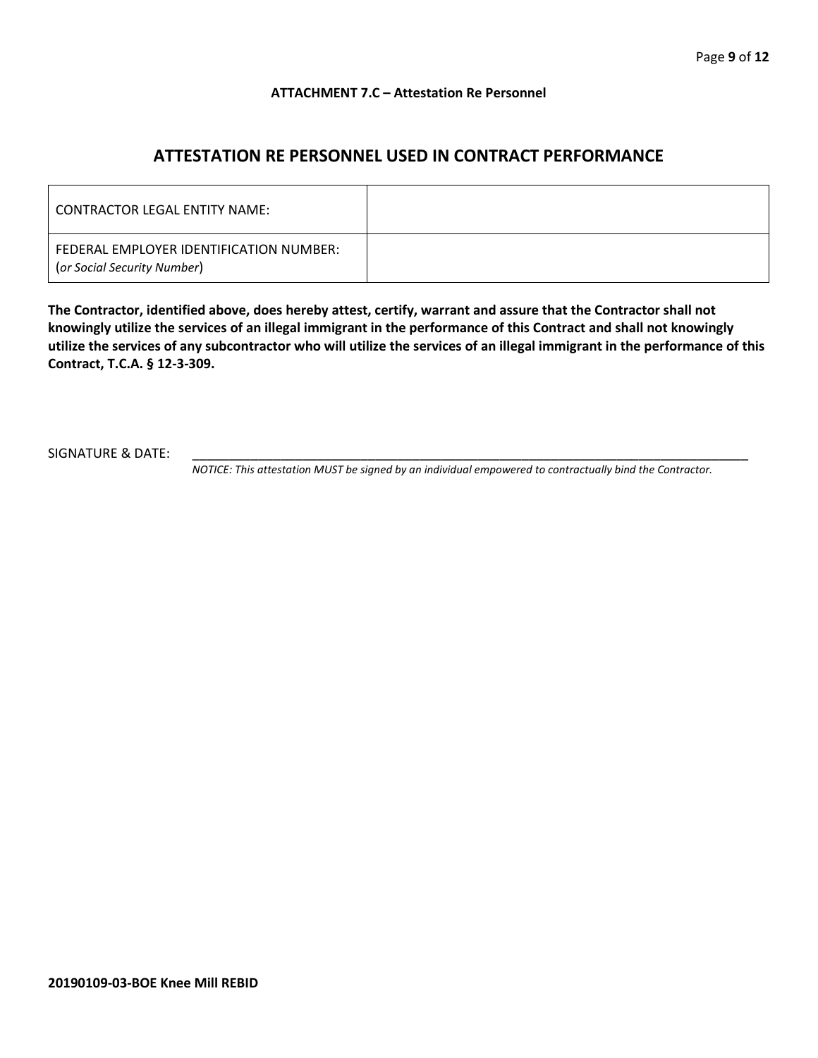**ATTACHMENT 7.C – Attestation Re Personnel**

## ATTESTATION RE PERSONNEL USED IN CONTRACT PERFORMANCE

| CONTRACTOR LEGAL ENTITY NAME: | |
|---|---|
| FEDERAL EMPLOYER IDENTIFICATION NUMBER: (*or Social Security Number*) | |

**The Contractor, identified above, does hereby attest, certify, warrant and assure that the Contractor shall not knowingly utilize the services of an illegal immigrant in the performance of this Contract and shall not knowingly utilize the services of any subcontractor who will utilize the services of an illegal immigrant in the performance of this Contract, T.C.A. § 12-3-309.**

SIGNATURE & DATE: ________________________________________________________________________________

*NOTICE: This attestation MUST be signed by an individual empowered to contractually bind the Contractor.*

**20190109-03-BOE Knee Mill REBID**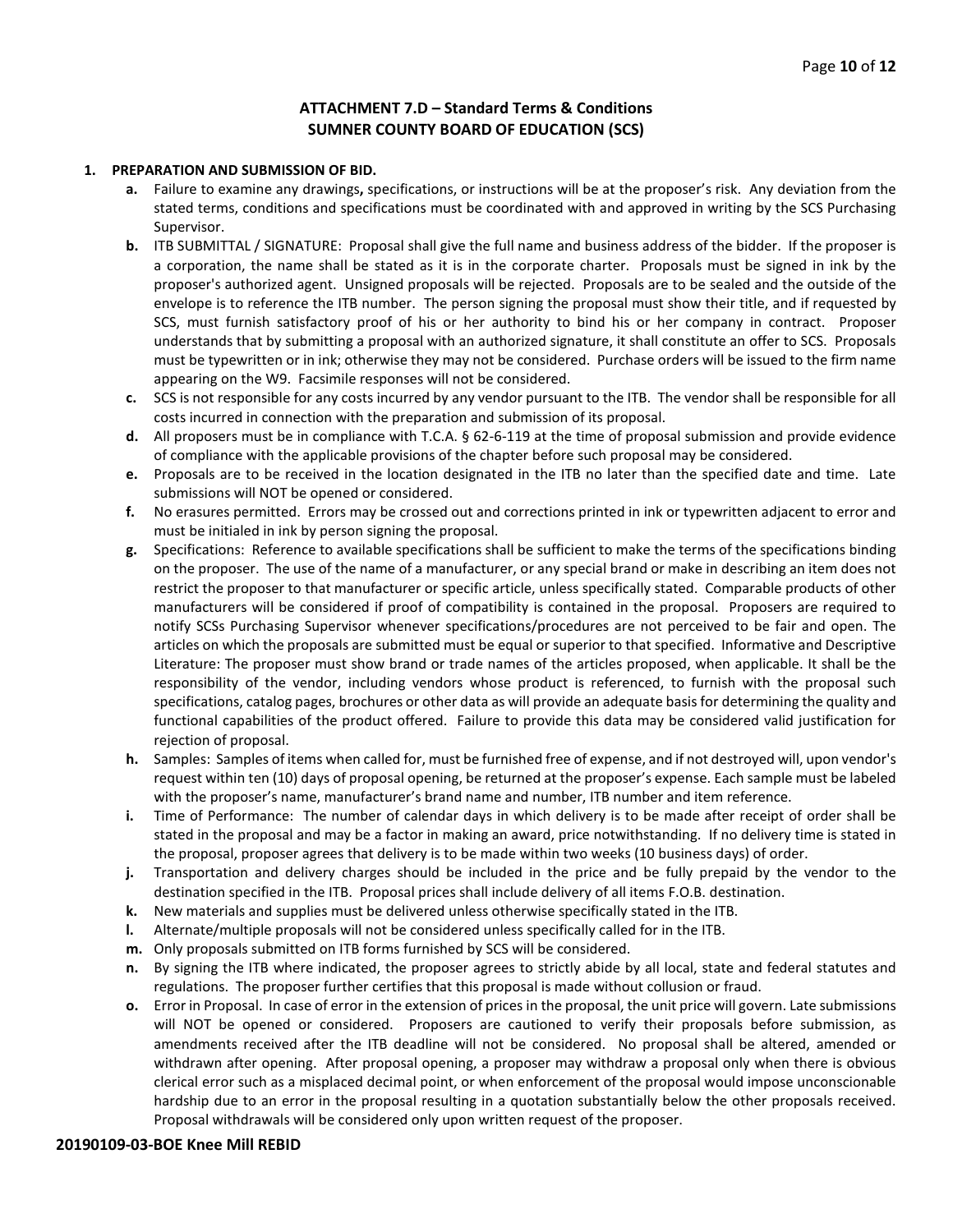# ATTACHMENT 7.D – Standard Terms & Conditions
# SUMNER COUNTY BOARD OF EDUCATION (SCS)

**1. PREPARATION AND SUBMISSION OF BID.**

- **a.** Failure to examine any drawings**,** specifications, or instructions will be at the proposer's risk. Any deviation from the stated terms, conditions and specifications must be coordinated with and approved in writing by the SCS Purchasing Supervisor.
- **b.** ITB SUBMITTAL / SIGNATURE: Proposal shall give the full name and business address of the bidder. If the proposer is a corporation, the name shall be stated as it is in the corporate charter. Proposals must be signed in ink by the proposer's authorized agent. Unsigned proposals will be rejected. Proposals are to be sealed and the outside of the envelope is to reference the ITB number. The person signing the proposal must show their title, and if requested by SCS, must furnish satisfactory proof of his or her authority to bind his or her company in contract. Proposer understands that by submitting a proposal with an authorized signature, it shall constitute an offer to SCS. Proposals must be typewritten or in ink; otherwise they may not be considered. Purchase orders will be issued to the firm name appearing on the W9. Facsimile responses will not be considered.
- **c.** SCS is not responsible for any costs incurred by any vendor pursuant to the ITB. The vendor shall be responsible for all costs incurred in connection with the preparation and submission of its proposal.
- **d.** All proposers must be in compliance with T.C.A. § 62-6-119 at the time of proposal submission and provide evidence of compliance with the applicable provisions of the chapter before such proposal may be considered.
- **e.** Proposals are to be received in the location designated in the ITB no later than the specified date and time. Late submissions will NOT be opened or considered.
- **f.** No erasures permitted. Errors may be crossed out and corrections printed in ink or typewritten adjacent to error and must be initialed in ink by person signing the proposal.
- **g.** Specifications: Reference to available specifications shall be sufficient to make the terms of the specifications binding on the proposer. The use of the name of a manufacturer, or any special brand or make in describing an item does not restrict the proposer to that manufacturer or specific article, unless specifically stated. Comparable products of other manufacturers will be considered if proof of compatibility is contained in the proposal. Proposers are required to notify SCSs Purchasing Supervisor whenever specifications/procedures are not perceived to be fair and open. The articles on which the proposals are submitted must be equal or superior to that specified. Informative and Descriptive Literature: The proposer must show brand or trade names of the articles proposed, when applicable. It shall be the responsibility of the vendor, including vendors whose product is referenced, to furnish with the proposal such specifications, catalog pages, brochures or other data as will provide an adequate basis for determining the quality and functional capabilities of the product offered. Failure to provide this data may be considered valid justification for rejection of proposal.
- **h.** Samples: Samples of items when called for, must be furnished free of expense, and if not destroyed will, upon vendor's request within ten (10) days of proposal opening, be returned at the proposer's expense. Each sample must be labeled with the proposer's name, manufacturer's brand name and number, ITB number and item reference.
- **i.** Time of Performance: The number of calendar days in which delivery is to be made after receipt of order shall be stated in the proposal and may be a factor in making an award, price notwithstanding. If no delivery time is stated in the proposal, proposer agrees that delivery is to be made within two weeks (10 business days) of order.
- **j.** Transportation and delivery charges should be included in the price and be fully prepaid by the vendor to the destination specified in the ITB. Proposal prices shall include delivery of all items F.O.B. destination.
- **k.** New materials and supplies must be delivered unless otherwise specifically stated in the ITB.
- **l.** Alternate/multiple proposals will not be considered unless specifically called for in the ITB.
- **m.** Only proposals submitted on ITB forms furnished by SCS will be considered.
- **n.** By signing the ITB where indicated, the proposer agrees to strictly abide by all local, state and federal statutes and regulations. The proposer further certifies that this proposal is made without collusion or fraud.
- **o.** Error in Proposal. In case of error in the extension of prices in the proposal, the unit price will govern. Late submissions will NOT be opened or considered. Proposers are cautioned to verify their proposals before submission, as amendments received after the ITB deadline will not be considered. No proposal shall be altered, amended or withdrawn after opening. After proposal opening, a proposer may withdraw a proposal only when there is obvious clerical error such as a misplaced decimal point, or when enforcement of the proposal would impose unconscionable hardship due to an error in the proposal resulting in a quotation substantially below the other proposals received. Proposal withdrawals will be considered only upon written request of the proposer.

**20190109-03-BOE Knee Mill REBID**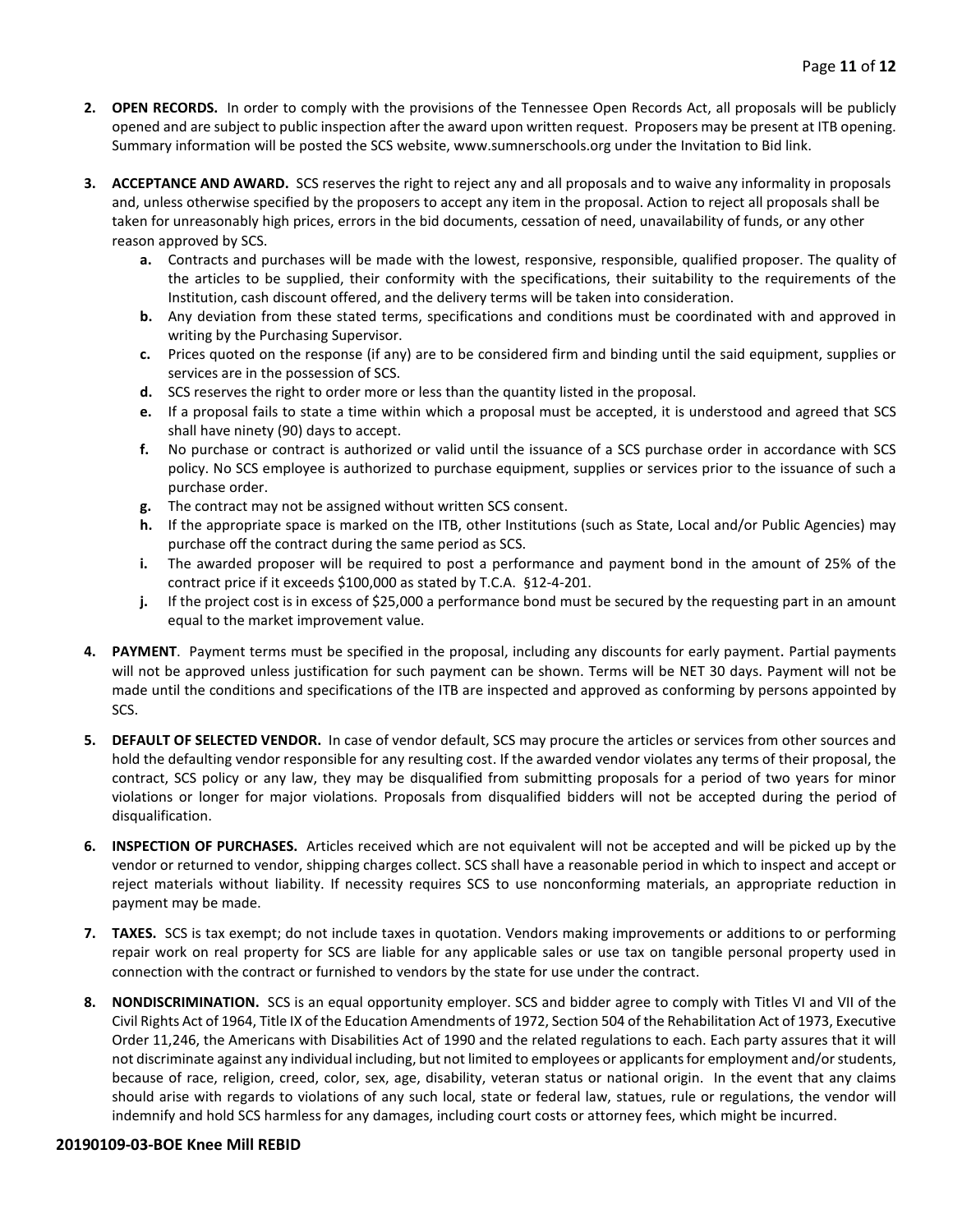2. **OPEN RECORDS.** In order to comply with the provisions of the Tennessee Open Records Act, all proposals will be publicly opened and are subject to public inspection after the award upon written request. Proposers may be present at ITB opening. Summary information will be posted the SCS website, www.sumnerschools.org under the Invitation to Bid link.

3. **ACCEPTANCE AND AWARD.** SCS reserves the right to reject any and all proposals and to waive any informality in proposals and, unless otherwise specified by the proposers to accept any item in the proposal. Action to reject all proposals shall be taken for unreasonably high prices, errors in the bid documents, cessation of need, unavailability of funds, or any other reason approved by SCS.
   - **a.** Contracts and purchases will be made with the lowest, responsive, responsible, qualified proposer. The quality of the articles to be supplied, their conformity with the specifications, their suitability to the requirements of the Institution, cash discount offered, and the delivery terms will be taken into consideration.
   - **b.** Any deviation from these stated terms, specifications and conditions must be coordinated with and approved in writing by the Purchasing Supervisor.
   - **c.** Prices quoted on the response (if any) are to be considered firm and binding until the said equipment, supplies or services are in the possession of SCS.
   - **d.** SCS reserves the right to order more or less than the quantity listed in the proposal.
   - **e.** If a proposal fails to state a time within which a proposal must be accepted, it is understood and agreed that SCS shall have ninety (90) days to accept.
   - **f.** No purchase or contract is authorized or valid until the issuance of a SCS purchase order in accordance with SCS policy. No SCS employee is authorized to purchase equipment, supplies or services prior to the issuance of such a purchase order.
   - **g.** The contract may not be assigned without written SCS consent.
   - **h.** If the appropriate space is marked on the ITB, other Institutions (such as State, Local and/or Public Agencies) may purchase off the contract during the same period as SCS.
   - **i.** The awarded proposer will be required to post a performance and payment bond in the amount of 25% of the contract price if it exceeds $100,000 as stated by T.C.A. §12-4-201.
   - **j.** If the project cost is in excess of $25,000 a performance bond must be secured by the requesting part in an amount equal to the market improvement value.

4. **PAYMENT**. Payment terms must be specified in the proposal, including any discounts for early payment. Partial payments will not be approved unless justification for such payment can be shown. Terms will be NET 30 days. Payment will not be made until the conditions and specifications of the ITB are inspected and approved as conforming by persons appointed by SCS.

5. **DEFAULT OF SELECTED VENDOR.** In case of vendor default, SCS may procure the articles or services from other sources and hold the defaulting vendor responsible for any resulting cost. If the awarded vendor violates any terms of their proposal, the contract, SCS policy or any law, they may be disqualified from submitting proposals for a period of two years for minor violations or longer for major violations. Proposals from disqualified bidders will not be accepted during the period of disqualification.

6. **INSPECTION OF PURCHASES.** Articles received which are not equivalent will not be accepted and will be picked up by the vendor or returned to vendor, shipping charges collect. SCS shall have a reasonable period in which to inspect and accept or reject materials without liability. If necessity requires SCS to use nonconforming materials, an appropriate reduction in payment may be made.

7. **TAXES.** SCS is tax exempt; do not include taxes in quotation. Vendors making improvements or additions to or performing repair work on real property for SCS are liable for any applicable sales or use tax on tangible personal property used in connection with the contract or furnished to vendors by the state for use under the contract.

8. **NONDISCRIMINATION.** SCS is an equal opportunity employer. SCS and bidder agree to comply with Titles VI and VII of the Civil Rights Act of 1964, Title IX of the Education Amendments of 1972, Section 504 of the Rehabilitation Act of 1973, Executive Order 11,246, the Americans with Disabilities Act of 1990 and the related regulations to each. Each party assures that it will not discriminate against any individual including, but not limited to employees or applicants for employment and/or students, because of race, religion, creed, color, sex, age, disability, veteran status or national origin. In the event that any claims should arise with regards to violations of any such local, state or federal law, statues, rule or regulations, the vendor will indemnify and hold SCS harmless for any damages, including court costs or attorney fees, which might be incurred.

**20190109-03-BOE Knee Mill REBID**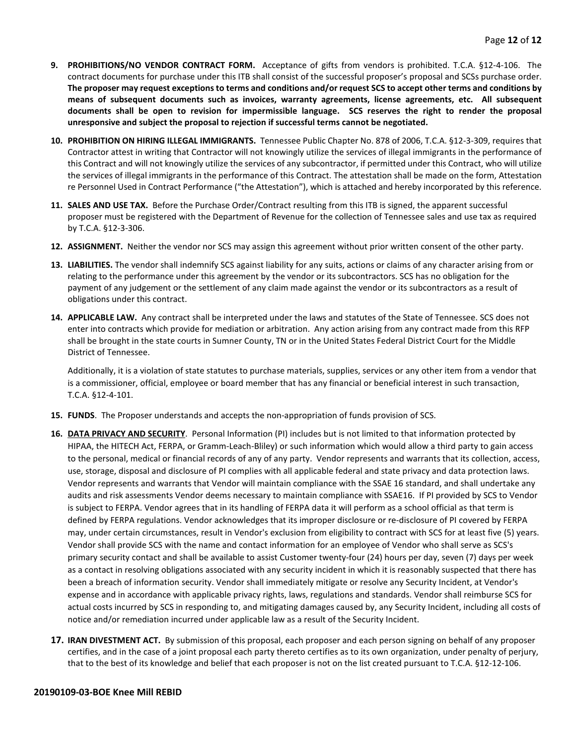9. **PROHIBITIONS/NO VENDOR CONTRACT FORM.** Acceptance of gifts from vendors is prohibited. T.C.A. §12-4-106. The contract documents for purchase under this ITB shall consist of the successful proposer's proposal and SCSs purchase order. **The proposer may request exceptions to terms and conditions and/or request SCS to accept other terms and conditions by means of subsequent documents such as invoices, warranty agreements, license agreements, etc. All subsequent documents shall be open to revision for impermissible language. SCS reserves the right to render the proposal unresponsive and subject the proposal to rejection if successful terms cannot be negotiated.**

10. **PROHIBITION ON HIRING ILLEGAL IMMIGRANTS.** Tennessee Public Chapter No. 878 of 2006, T.C.A. §12-3-309, requires that Contractor attest in writing that Contractor will not knowingly utilize the services of illegal immigrants in the performance of this Contract and will not knowingly utilize the services of any subcontractor, if permitted under this Contract, who will utilize the services of illegal immigrants in the performance of this Contract. The attestation shall be made on the form, Attestation re Personnel Used in Contract Performance ("the Attestation"), which is attached and hereby incorporated by this reference.

11. **SALES AND USE TAX.** Before the Purchase Order/Contract resulting from this ITB is signed, the apparent successful proposer must be registered with the Department of Revenue for the collection of Tennessee sales and use tax as required by T.C.A. §12-3-306.

12. **ASSIGNMENT.** Neither the vendor nor SCS may assign this agreement without prior written consent of the other party.

13. **LIABILITIES.** The vendor shall indemnify SCS against liability for any suits, actions or claims of any character arising from or relating to the performance under this agreement by the vendor or its subcontractors. SCS has no obligation for the payment of any judgement or the settlement of any claim made against the vendor or its subcontractors as a result of obligations under this contract.

14. **APPLICABLE LAW.** Any contract shall be interpreted under the laws and statutes of the State of Tennessee. SCS does not enter into contracts which provide for mediation or arbitration. Any action arising from any contract made from this RFP shall be brought in the state courts in Sumner County, TN or in the United States Federal District Court for the Middle District of Tennessee.

    Additionally, it is a violation of state statutes to purchase materials, supplies, services or any other item from a vendor that is a commissioner, official, employee or board member that has any financial or beneficial interest in such transaction, T.C.A. §12-4-101.

15. **FUNDS**. The Proposer understands and accepts the non-appropriation of funds provision of SCS.

16. **DATA PRIVACY AND SECURITY**. Personal Information (PI) includes but is not limited to that information protected by HIPAA, the HITECH Act, FERPA, or Gramm-Leach-Bliley) or such information which would allow a third party to gain access to the personal, medical or financial records of any of any party. Vendor represents and warrants that its collection, access, use, storage, disposal and disclosure of PI complies with all applicable federal and state privacy and data protection laws. Vendor represents and warrants that Vendor will maintain compliance with the SSAE 16 standard, and shall undertake any audits and risk assessments Vendor deems necessary to maintain compliance with SSAE16. If PI provided by SCS to Vendor is subject to FERPA. Vendor agrees that in its handling of FERPA data it will perform as a school official as that term is defined by FERPA regulations. Vendor acknowledges that its improper disclosure or re-disclosure of PI covered by FERPA may, under certain circumstances, result in Vendor's exclusion from eligibility to contract with SCS for at least five (5) years. Vendor shall provide SCS with the name and contact information for an employee of Vendor who shall serve as SCS's primary security contact and shall be available to assist Customer twenty-four (24) hours per day, seven (7) days per week as a contact in resolving obligations associated with any security incident in which it is reasonably suspected that there has been a breach of information security. Vendor shall immediately mitigate or resolve any Security Incident, at Vendor's expense and in accordance with applicable privacy rights, laws, regulations and standards. Vendor shall reimburse SCS for actual costs incurred by SCS in responding to, and mitigating damages caused by, any Security Incident, including all costs of notice and/or remediation incurred under applicable law as a result of the Security Incident.

17. **IRAN DIVESTMENT ACT.** By submission of this proposal, each proposer and each person signing on behalf of any proposer certifies, and in the case of a joint proposal each party thereto certifies as to its own organization, under penalty of perjury, that to the best of its knowledge and belief that each proposer is not on the list created pursuant to T.C.A. §12-12-106.